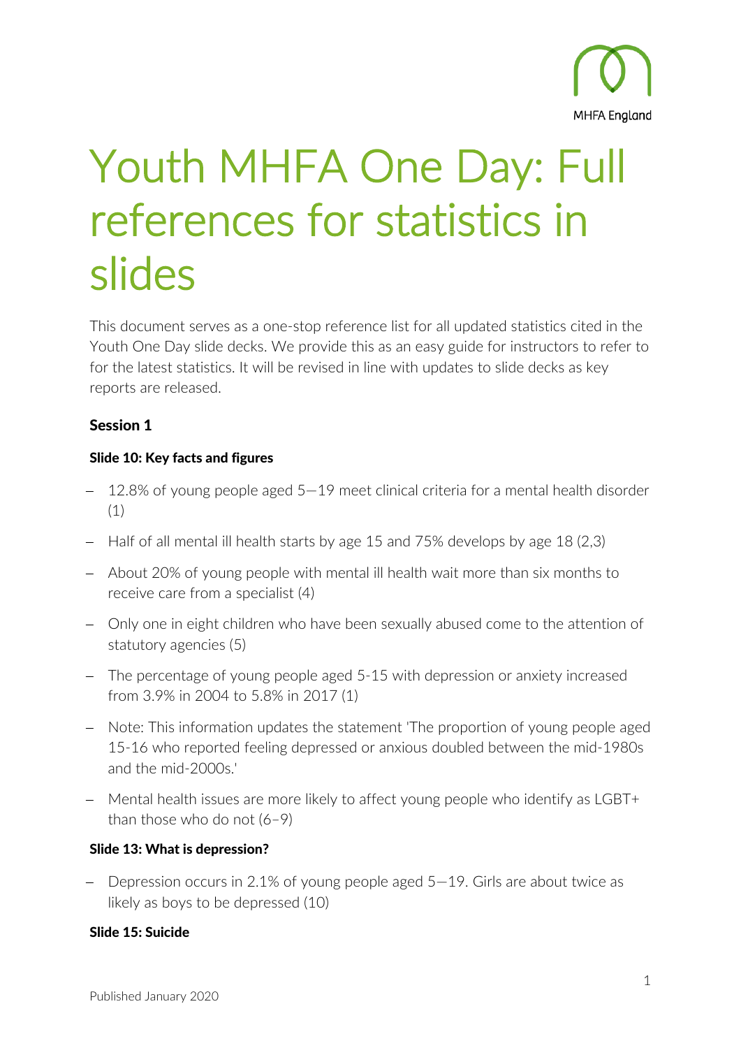# Youth MHFA One Day: Full references for statistics in slides

This document serves as a one-stop reference list for all updated statistics cited in the Youth One Day slide decks. We provide this as an easy guide for instructors to refer to for the latest statistics. It will be revised in line with updates to slide decks as key reports are released.

## Session 1

### Slide 10: Key facts and figures

- 12.8% of young people aged 5—19 meet clinical criteria for a mental health disorder (1)
- Half of all mental ill health starts by age 15 and 75% develops by age 18 (2,3)
- About 20% of young people with mental ill health wait more than six months to receive care from a specialist (4)
- Only one in eight children who have been sexually abused come to the attention of statutory agencies (5)
- The percentage of young people aged 5-15 with depression or anxiety increased from 3.9% in 2004 to 5.8% in 2017 (1)
- Note: This information updates the statement 'The proportion of young people aged 15-16 who reported feeling depressed or anxious doubled between the mid-1980s and the mid-2000s.'
- Mental health issues are more likely to affect young people who identify as LGBT+ than those who do not (6–9)

### Slide 13: What is depression?

- Depression occurs in 2.1% of young people aged 5—19. Girls are about twice as likely as boys to be depressed (10)

### Slide 15: Suicide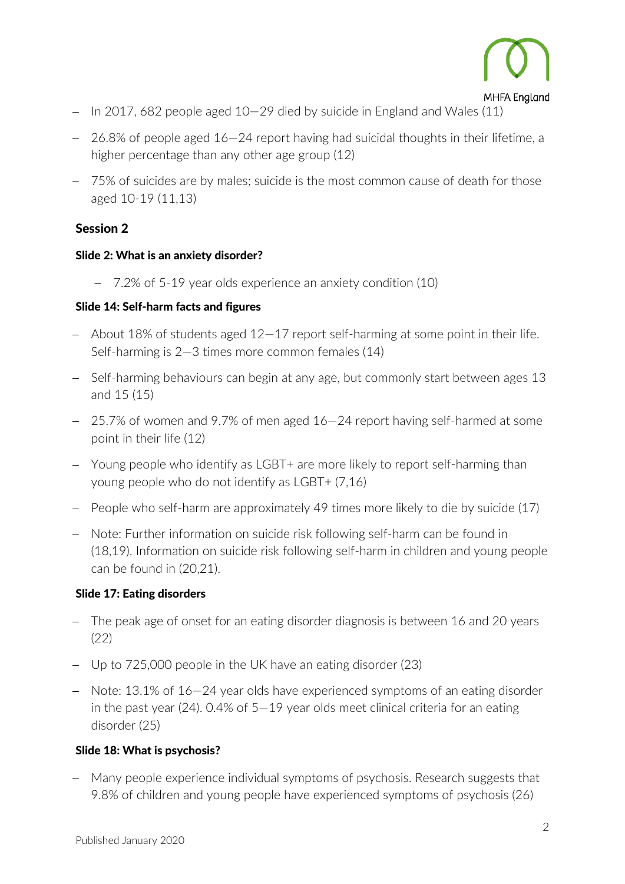- In 2017, 682 people aged 10—29 died by suicide in England and Wales (11)
- 26.8% of people aged 16—24 report having had suicidal thoughts in their lifetime, a higher percentage than any other age group (12)
- 75% of suicides are by males; suicide is the most common cause of death for those aged 10-19 (11,13)

## Session 2

### Slide 2: What is an anxiety disorder?

- 7.2% of 5-19 year olds experience an anxiety condition (10)

### Slide 14: Self-harm facts and figures

- About 18% of students aged 12—17 report self-harming at some point in their life. Self-harming is 2—3 times more common females (14)
- Self-harming behaviours can begin at any age, but commonly start between ages 13 and 15 (15)
- 25.7% of women and 9.7% of men aged 16—24 report having self-harmed at some point in their life (12)
- Young people who identify as LGBT+ are more likely to report self-harming than young people who do not identify as LGBT+ (7,16)
- People who self-harm are approximately 49 times more likely to die by suicide (17)
- Note: Further information on suicide risk following self-harm can be found in (18,19). Information on suicide risk following self-harm in children and young people can be found in (20,21).

### Slide 17: Eating disorders

- The peak age of onset for an eating disorder diagnosis is between 16 and 20 years (22)
- Up to 725,000 people in the UK have an eating disorder (23)
- Note: 13.1% of 16—24 year olds have experienced symptoms of an eating disorder in the past year (24). 0.4% of 5—19 year olds meet clinical criteria for an eating disorder (25)

### Slide 18: What is psychosis?

- Many people experience individual symptoms of psychosis. Research suggests that 9.8% of children and young people have experienced symptoms of psychosis (26)

Published January 2020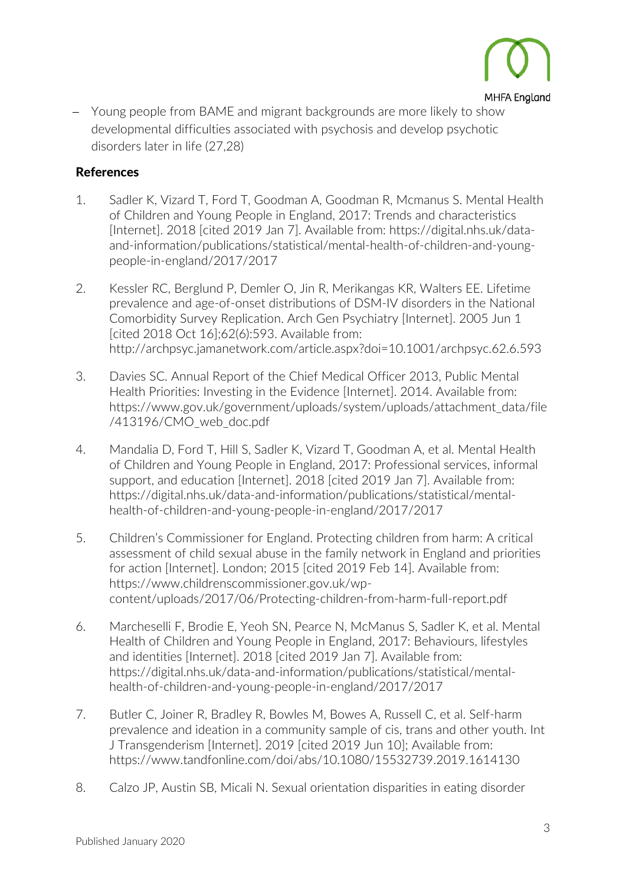- Young people from BAME and migrant backgrounds are more likely to show developmental difficulties associated with psychosis and develop psychotic disorders later in life (27,28)

## References

1. Sadler K, Vizard T, Ford T, Goodman A, Goodman R, Mcmanus S. Mental Health of Children and Young People in England, 2017: Trends and characteristics [Internet]. 2018 [cited 2019 Jan 7]. Available from: https://digital.nhs.uk/data-and-information/publications/statistical/mental-health-of-children-and-young-people-in-england/2017/2017

2. Kessler RC, Berglund P, Demler O, Jin R, Merikangas KR, Walters EE. Lifetime prevalence and age-of-onset distributions of DSM-IV disorders in the National Comorbidity Survey Replication. Arch Gen Psychiatry [Internet]. 2005 Jun 1 [cited 2018 Oct 16];62(6):593. Available from: http://archpsyc.jamanetwork.com/article.aspx?doi=10.1001/archpsyc.62.6.593

3. Davies SC. Annual Report of the Chief Medical Officer 2013, Public Mental Health Priorities: Investing in the Evidence [Internet]. 2014. Available from: https://www.gov.uk/government/uploads/system/uploads/attachment_data/file/413196/CMO_web_doc.pdf

4. Mandalia D, Ford T, Hill S, Sadler K, Vizard T, Goodman A, et al. Mental Health of Children and Young People in England, 2017: Professional services, informal support, and education [Internet]. 2018 [cited 2019 Jan 7]. Available from: https://digital.nhs.uk/data-and-information/publications/statistical/mental-health-of-children-and-young-people-in-england/2017/2017

5. Children's Commissioner for England. Protecting children from harm: A critical assessment of child sexual abuse in the family network in England and priorities for action [Internet]. London; 2015 [cited 2019 Feb 14]. Available from: https://www.childrenscommissioner.gov.uk/wp-content/uploads/2017/06/Protecting-children-from-harm-full-report.pdf

6. Marcheselli F, Brodie E, Yeoh SN, Pearce N, McManus S, Sadler K, et al. Mental Health of Children and Young People in England, 2017: Behaviours, lifestyles and identities [Internet]. 2018 [cited 2019 Jan 7]. Available from: https://digital.nhs.uk/data-and-information/publications/statistical/mental-health-of-children-and-young-people-in-england/2017/2017

7. Butler C, Joiner R, Bradley R, Bowles M, Bowes A, Russell C, et al. Self-harm prevalence and ideation in a community sample of cis, trans and other youth. Int J Transgenderism [Internet]. 2019 [cited 2019 Jun 10]; Available from: https://www.tandfonline.com/doi/abs/10.1080/15532739.2019.1614130

8. Calzo JP, Austin SB, Micali N. Sexual orientation disparities in eating disorder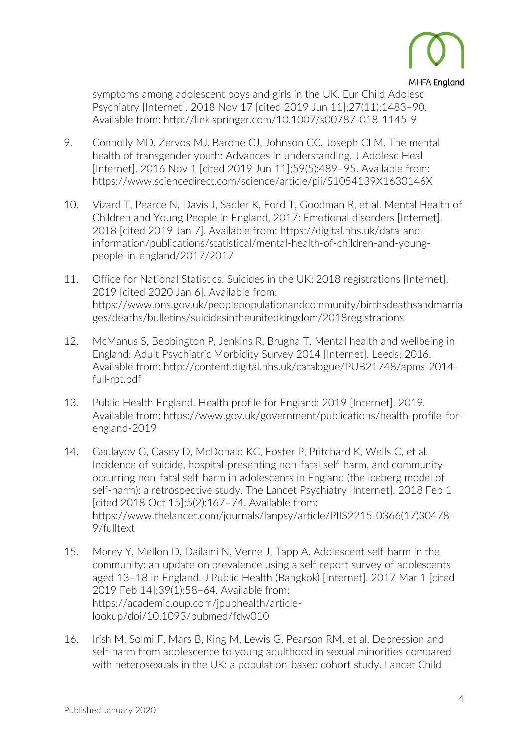symptoms among adolescent boys and girls in the UK. Eur Child Adolesc Psychiatry [Internet]. 2018 Nov 17 [cited 2019 Jun 11];27(11):1483–90. Available from: http://link.springer.com/10.1007/s00787-018-1145-9

9. Connolly MD, Zervos MJ, Barone CJ, Johnson CC, Joseph CLM. The mental health of transgender youth: Advances in understanding. J Adolesc Heal [Internet]. 2016 Nov 1 [cited 2019 Jun 11];59(5):489–95. Available from: https://www.sciencedirect.com/science/article/pii/S1054139X1630146X

10. Vizard T, Pearce N, Davis J, Sadler K, Ford T, Goodman R, et al. Mental Health of Children and Young People in England, 2017: Emotional disorders [Internet]. 2018 [cited 2019 Jan 7]. Available from: https://digital.nhs.uk/data-and-information/publications/statistical/mental-health-of-children-and-young-people-in-england/2017/2017

11. Office for National Statistics. Suicides in the UK: 2018 registrations [Internet]. 2019 [cited 2020 Jan 6]. Available from: https://www.ons.gov.uk/peoplepopulationandcommunity/birthsdeathsandmarriages/deaths/bulletins/suicidesintheunitedkingdom/2018registrations

12. McManus S, Bebbington P, Jenkins R, Brugha T. Mental health and wellbeing in England: Adult Psychiatric Morbidity Survey 2014 [Internet]. Leeds; 2016. Available from: http://content.digital.nhs.uk/catalogue/PUB21748/apms-2014-full-rpt.pdf

13. Public Health England. Health profile for England: 2019 [Internet]. 2019. Available from: https://www.gov.uk/government/publications/health-profile-for-england-2019

14. Geulayov G, Casey D, McDonald KC, Foster P, Pritchard K, Wells C, et al. Incidence of suicide, hospital-presenting non-fatal self-harm, and community-occurring non-fatal self-harm in adolescents in England (the iceberg model of self-harm): a retrospective study. The Lancet Psychiatry [Internet]. 2018 Feb 1 [cited 2018 Oct 15];5(2):167–74. Available from: https://www.thelancet.com/journals/lanpsy/article/PIIS2215-0366(17)30478-9/fulltext

15. Morey Y, Mellon D, Dailami N, Verne J, Tapp A. Adolescent self-harm in the community: an update on prevalence using a self-report survey of adolescents aged 13–18 in England. J Public Health (Bangkok) [Internet]. 2017 Mar 1 [cited 2019 Feb 14];39(1):58–64. Available from: https://academic.oup.com/jpubhealth/article-lookup/doi/10.1093/pubmed/fdw010

16. Irish M, Solmi F, Mars B, King M, Lewis G, Pearson RM, et al. Depression and self-harm from adolescence to young adulthood in sexual minorities compared with heterosexuals in the UK: a population-based cohort study. Lancet Child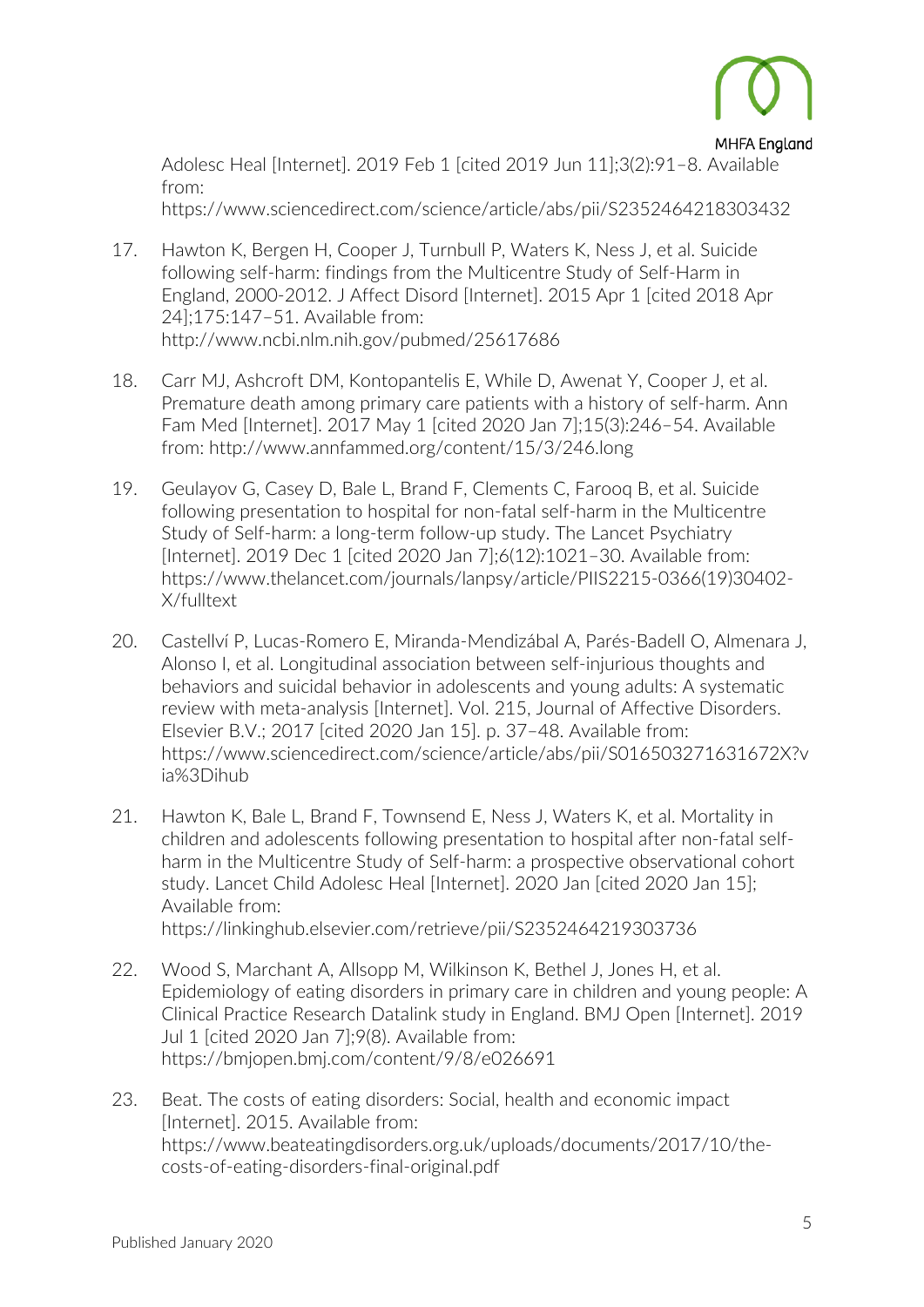Adolesc Heal [Internet]. 2019 Feb 1 [cited 2019 Jun 11];3(2):91–8. Available from: https://www.sciencedirect.com/science/article/abs/pii/S2352464218303432

17. Hawton K, Bergen H, Cooper J, Turnbull P, Waters K, Ness J, et al. Suicide following self-harm: findings from the Multicentre Study of Self-Harm in England, 2000-2012. J Affect Disord [Internet]. 2015 Apr 1 [cited 2018 Apr 24];175:147–51. Available from: http://www.ncbi.nlm.nih.gov/pubmed/25617686

18. Carr MJ, Ashcroft DM, Kontopantelis E, While D, Awenat Y, Cooper J, et al. Premature death among primary care patients with a history of self-harm. Ann Fam Med [Internet]. 2017 May 1 [cited 2020 Jan 7];15(3):246–54. Available from: http://www.annfammed.org/content/15/3/246.long

19. Geulayov G, Casey D, Bale L, Brand F, Clements C, Farooq B, et al. Suicide following presentation to hospital for non-fatal self-harm in the Multicentre Study of Self-harm: a long-term follow-up study. The Lancet Psychiatry [Internet]. 2019 Dec 1 [cited 2020 Jan 7];6(12):1021–30. Available from: https://www.thelancet.com/journals/lanpsy/article/PIIS2215-0366(19)30402-X/fulltext

20. Castellví P, Lucas-Romero E, Miranda-Mendizábal A, Parés-Badell O, Almenara J, Alonso I, et al. Longitudinal association between self-injurious thoughts and behaviors and suicidal behavior in adolescents and young adults: A systematic review with meta-analysis [Internet]. Vol. 215, Journal of Affective Disorders. Elsevier B.V.; 2017 [cited 2020 Jan 15]. p. 37–48. Available from: https://www.sciencedirect.com/science/article/abs/pii/S016503271631672X?via%3Dihub

21. Hawton K, Bale L, Brand F, Townsend E, Ness J, Waters K, et al. Mortality in children and adolescents following presentation to hospital after non-fatal self-harm in the Multicentre Study of Self-harm: a prospective observational cohort study. Lancet Child Adolesc Heal [Internet]. 2020 Jan [cited 2020 Jan 15]; Available from: https://linkinghub.elsevier.com/retrieve/pii/S2352464219303736

22. Wood S, Marchant A, Allsopp M, Wilkinson K, Bethel J, Jones H, et al. Epidemiology of eating disorders in primary care in children and young people: A Clinical Practice Research Datalink study in England. BMJ Open [Internet]. 2019 Jul 1 [cited 2020 Jan 7];9(8). Available from: https://bmjopen.bmj.com/content/9/8/e026691

23. Beat. The costs of eating disorders: Social, health and economic impact [Internet]. 2015. Available from: https://www.beateatingdisorders.org.uk/uploads/documents/2017/10/the-costs-of-eating-disorders-final-original.pdf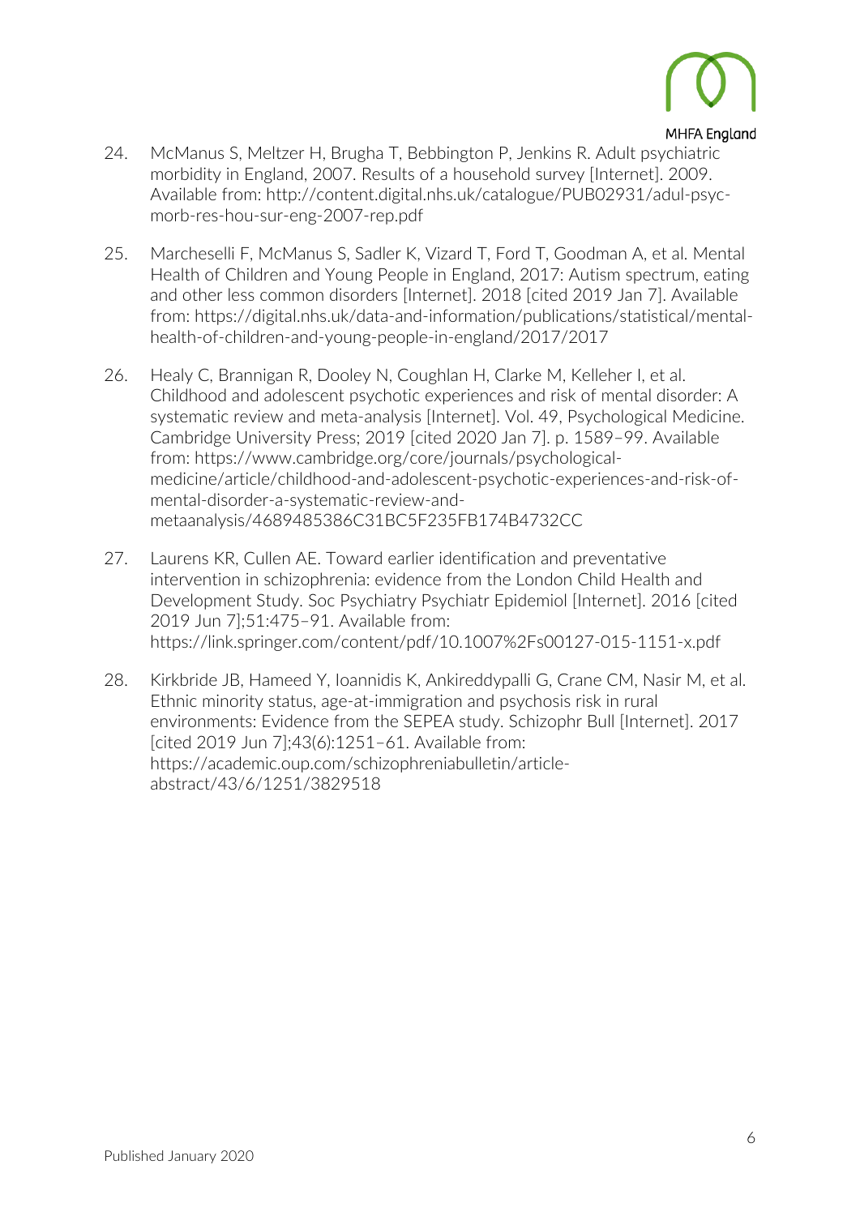24. McManus S, Meltzer H, Brugha T, Bebbington P, Jenkins R. Adult psychiatric morbidity in England, 2007. Results of a household survey [Internet]. 2009. Available from: http://content.digital.nhs.uk/catalogue/PUB02931/adul-psyc-morb-res-hou-sur-eng-2007-rep.pdf

25. Marcheselli F, McManus S, Sadler K, Vizard T, Ford T, Goodman A, et al. Mental Health of Children and Young People in England, 2017: Autism spectrum, eating and other less common disorders [Internet]. 2018 [cited 2019 Jan 7]. Available from: https://digital.nhs.uk/data-and-information/publications/statistical/mental-health-of-children-and-young-people-in-england/2017/2017

26. Healy C, Brannigan R, Dooley N, Coughlan H, Clarke M, Kelleher I, et al. Childhood and adolescent psychotic experiences and risk of mental disorder: A systematic review and meta-analysis [Internet]. Vol. 49, Psychological Medicine. Cambridge University Press; 2019 [cited 2020 Jan 7]. p. 1589–99. Available from: https://www.cambridge.org/core/journals/psychological-medicine/article/childhood-and-adolescent-psychotic-experiences-and-risk-of-mental-disorder-a-systematic-review-and-metaanalysis/4689485386C31BC5F235FB174B4732CC

27. Laurens KR, Cullen AE. Toward earlier identification and preventative intervention in schizophrenia: evidence from the London Child Health and Development Study. Soc Psychiatry Psychiatr Epidemiol [Internet]. 2016 [cited 2019 Jun 7];51:475–91. Available from: https://link.springer.com/content/pdf/10.1007%2Fs00127-015-1151-x.pdf

28. Kirkbride JB, Hameed Y, Ioannidis K, Ankireddypalli G, Crane CM, Nasir M, et al. Ethnic minority status, age-at-immigration and psychosis risk in rural environments: Evidence from the SEPEA study. Schizophr Bull [Internet]. 2017 [cited 2019 Jun 7];43(6):1251–61. Available from: https://academic.oup.com/schizophreniabulletin/article-abstract/43/6/1251/3829518

Published January 2020